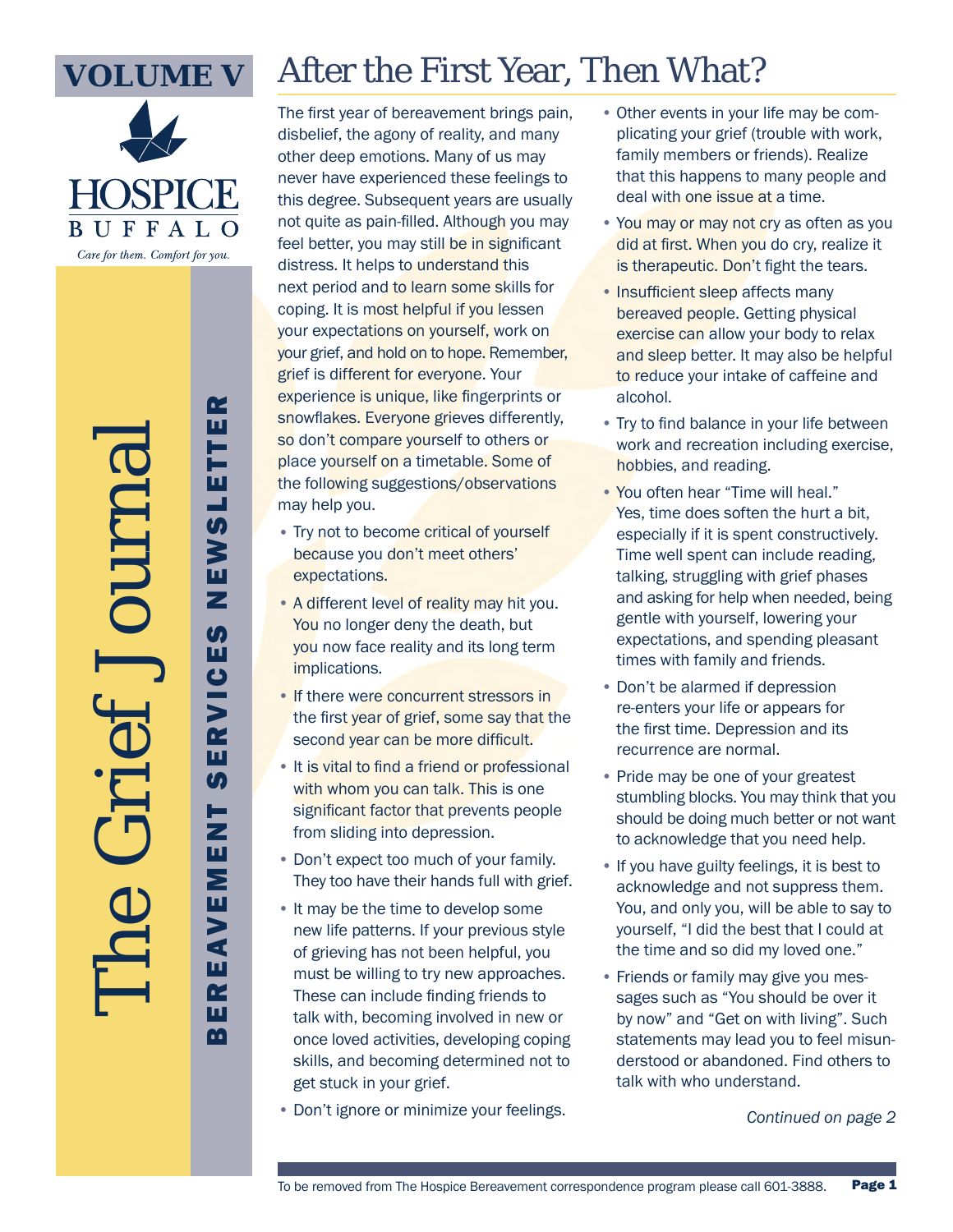VOLUME V

HOSPICE BUFFALO

*Care for them. Comfort for you.*

# The Grief Journal

BEREAVEMENT SERVICES NEWSLETTER

## After the First Year, Then What?

The first year of bereavement brings pain, disbelief, the agony of reality, and many other deep emotions. Many of us may never have experienced these feelings to this degree. Subsequent years are usually not quite as pain-filled. Although you may feel better, you may still be in significant distress. It helps to understand this next period and to learn some skills for coping. It is most helpful if you lessen your expectations on yourself, work on your grief, and hold on to hope. Remember, grief is different for everyone. Your experience is unique, like fingerprints or snowflakes. Everyone grieves differently, so don't compare yourself to others or place yourself on a timetable. Some of the following suggestions/observations may help you.

- Try not to become critical of yourself because you don't meet others' expectations.
- A different level of reality may hit you. You no longer deny the death, but you now face reality and its long term implications.
- If there were concurrent stressors in the first year of grief, some say that the second year can be more difficult.
- It is vital to find a friend or professional with whom you can talk. This is one significant factor that prevents people from sliding into depression.
- Don't expect too much of your family. They too have their hands full with grief.
- It may be the time to develop some new life patterns. If your previous style of grieving has not been helpful, you must be willing to try new approaches. These can include finding friends to talk with, becoming involved in new or once loved activities, developing coping skills, and becoming determined not to get stuck in your grief.
- Don't ignore or minimize your feelings.
- Other events in your life may be complicating your grief (trouble with work, family members or friends). Realize that this happens to many people and deal with one issue at a time.
- You may or may not cry as often as you did at first. When you do cry, realize it is therapeutic. Don't fight the tears.
- Insufficient sleep affects many bereaved people. Getting physical exercise can allow your body to relax and sleep better. It may also be helpful to reduce your intake of caffeine and alcohol.
- Try to find balance in your life between work and recreation including exercise, hobbies, and reading.
- You often hear "Time will heal." Yes, time does soften the hurt a bit, especially if it is spent constructively. Time well spent can include reading, talking, struggling with grief phases and asking for help when needed, being gentle with yourself, lowering your expectations, and spending pleasant times with family and friends.
- Don't be alarmed if depression re-enters your life or appears for the first time. Depression and its recurrence are normal.
- Pride may be one of your greatest stumbling blocks. You may think that you should be doing much better or not want to acknowledge that you need help.
- If you have guilty feelings, it is best to acknowledge and not suppress them. You, and only you, will be able to say to yourself, "I did the best that I could at the time and so did my loved one."
- Friends or family may give you messages such as "You should be over it by now" and "Get on with living". Such statements may lead you to feel misunderstood or abandoned. Find others to talk with who understand.

*Continued on page 2*

To be removed from The Hospice Bereavement correspondence program please call 601-3888.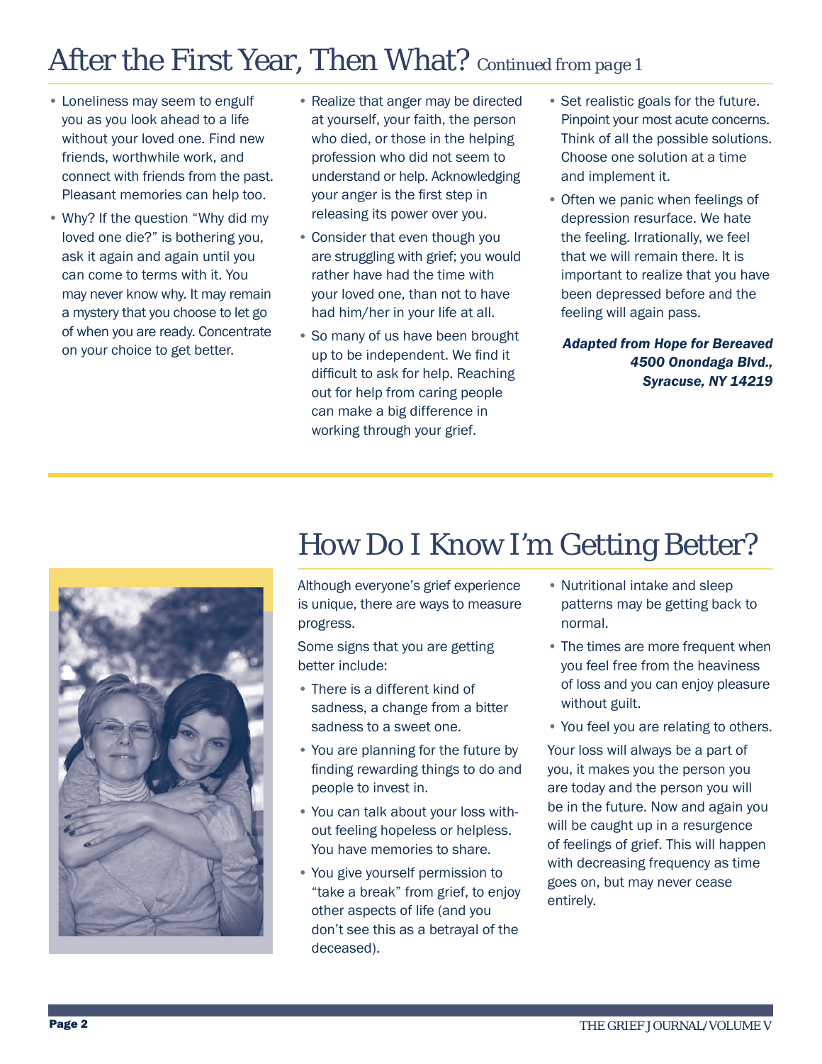# After the First Year, Then What? *Continued from page 1*

- Loneliness may seem to engulf you as you look ahead to a life without your loved one. Find new friends, worthwhile work, and connect with friends from the past. Pleasant memories can help too.
- Why? If the question "Why did my loved one die?" is bothering you, ask it again and again until you can come to terms with it. You may never know why. It may remain a mystery that you choose to let go of when you are ready. Concentrate on your choice to get better.
- Realize that anger may be directed at yourself, your faith, the person who died, or those in the helping profession who did not seem to understand or help. Acknowledging your anger is the first step in releasing its power over you.
- Consider that even though you are struggling with grief; you would rather have had the time with your loved one, than not to have had him/her in your life at all.
- So many of us have been brought up to be independent. We find it difficult to ask for help. Reaching out for help from caring people can make a big difference in working through your grief.
- Set realistic goals for the future. Pinpoint your most acute concerns. Think of all the possible solutions. Choose one solution at a time and implement it.
- Often we panic when feelings of depression resurface. We hate the feeling. Irrationally, we feel that we will remain there. It is important to realize that you have been depressed before and the feeling will again pass.

***Adapted from Hope for Bereaved 4500 Onondaga Blvd., Syracuse, NY 14219***

# How Do I Know I'm Getting Better?

Although everyone's grief experience is unique, there are ways to measure progress.

Some signs that you are getting better include:

- There is a different kind of sadness, a change from a bitter sadness to a sweet one.
- You are planning for the future by finding rewarding things to do and people to invest in.
- You can talk about your loss without feeling hopeless or helpless. You have memories to share.
- You give yourself permission to "take a break" from grief, to enjoy other aspects of life (and you don't see this as a betrayal of the deceased).
- Nutritional intake and sleep patterns may be getting back to normal.
- The times are more frequent when you feel free from the heaviness of loss and you can enjoy pleasure without guilt.
- You feel you are relating to others.

Your loss will always be a part of you, it makes you the person you are today and the person you will be in the future. Now and again you will be caught up in a resurgence of feelings of grief. This will happen with decreasing frequency as time goes on, but may never cease entirely.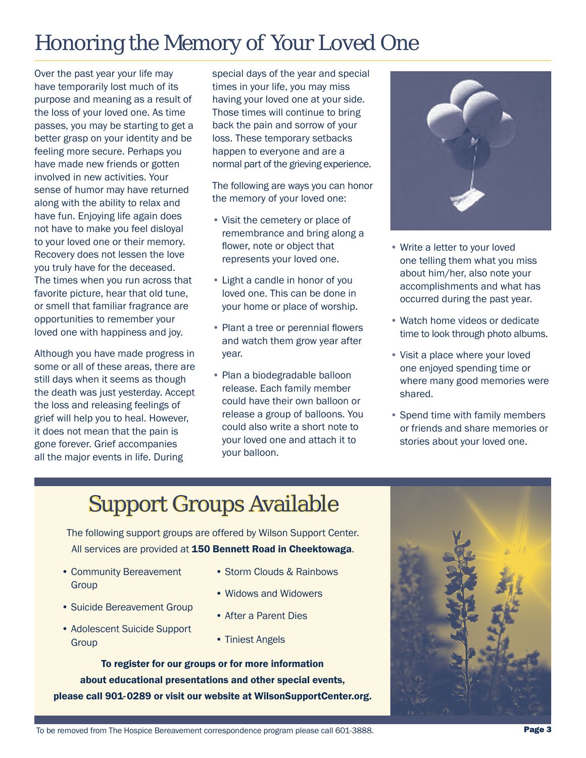# Honoring the Memory of Your Loved One

Over the past year your life may have temporarily lost much of its purpose and meaning as a result of the loss of your loved one. As time passes, you may be starting to get a better grasp on your identity and be feeling more secure. Perhaps you have made new friends or gotten involved in new activities. Your sense of humor may have returned along with the ability to relax and have fun. Enjoying life again does not have to make you feel disloyal to your loved one or their memory. Recovery does not lessen the love you truly have for the deceased. The times when you run across that favorite picture, hear that old tune, or smell that familiar fragrance are opportunities to remember your loved one with happiness and joy.

Although you have made progress in some or all of these areas, there are still days when it seems as though the death was just yesterday. Accept the loss and releasing feelings of grief will help you to heal. However, it does not mean that the pain is gone forever. Grief accompanies all the major events in life. During special days of the year and special times in your life, you may miss having your loved one at your side. Those times will continue to bring back the pain and sorrow of your loss. These temporary setbacks happen to everyone and are a normal part of the grieving experience.

The following are ways you can honor the memory of your loved one:

- Visit the cemetery or place of remembrance and bring along a flower, note or object that represents your loved one.
- Light a candle in honor of you loved one. This can be done in your home or place of worship.
- Plant a tree or perennial flowers and watch them grow year after year.
- Plan a biodegradable balloon release. Each family member could have their own balloon or release a group of balloons. You could also write a short note to your loved one and attach it to your balloon.
- Write a letter to your loved one telling them what you miss about him/her, also note your accomplishments and what has occurred during the past year.
- Watch home videos or dedicate time to look through photo albums.
- Visit a place where your loved one enjoyed spending time or where many good memories were shared.
- Spend time with family members or friends and share memories or stories about your loved one.

## Support Groups Available

The following support groups are offered by Wilson Support Center. All services are provided at **150 Bennett Road in Cheektowaga**.

- Community Bereavement Group
- Suicide Bereavement Group
- Adolescent Suicide Support Group
- Storm Clouds & Rainbows
- Widows and Widowers
- After a Parent Dies
- Tiniest Angels

**To register for our groups or for more information about educational presentations and other special events, please call 901-0289 or visit our website at WilsonSupportCenter.org.**

To be removed from The Hospice Bereavement correspondence program please call 601-3888.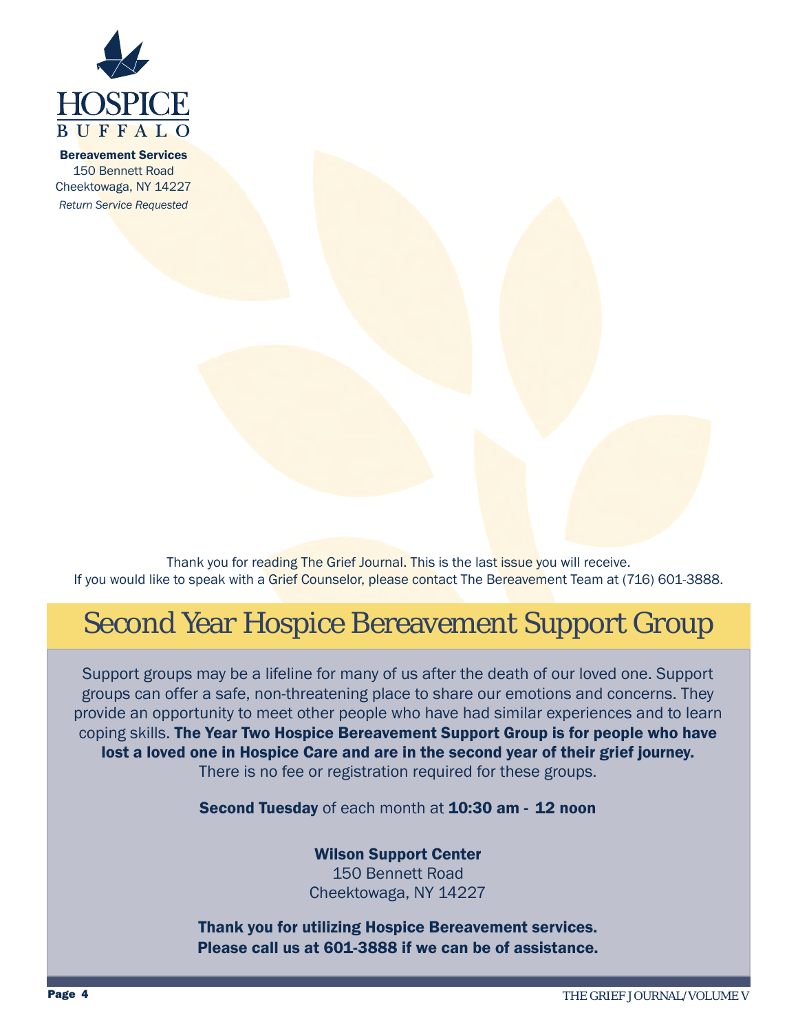HOSPICE
BUFFALO

**Bereavement Services**
150 Bennett Road
Cheektowaga, NY 14227
*Return Service Requested*

Thank you for reading The Grief Journal. This is the last issue you will receive.
If you would like to speak with a Grief Counselor, please contact The Bereavement Team at (716) 601-3888.

# Second Year Hospice Bereavement Support Group

Support groups may be a lifeline for many of us after the death of our loved one. Support groups can offer a safe, non-threatening place to share our emotions and concerns. They provide an opportunity to meet other people who have had similar experiences and to learn coping skills. **The Year Two Hospice Bereavement Support Group is for people who have lost a loved one in Hospice Care and are in the second year of their grief journey.** There is no fee or registration required for these groups.

**Second Tuesday** of each month at **10:30 am - 12 noon**

**Wilson Support Center**
150 Bennett Road
Cheektowaga, NY 14227

**Thank you for utilizing Hospice Bereavement services.**
**Please call us at 601-3888 if we can be of assistance.**